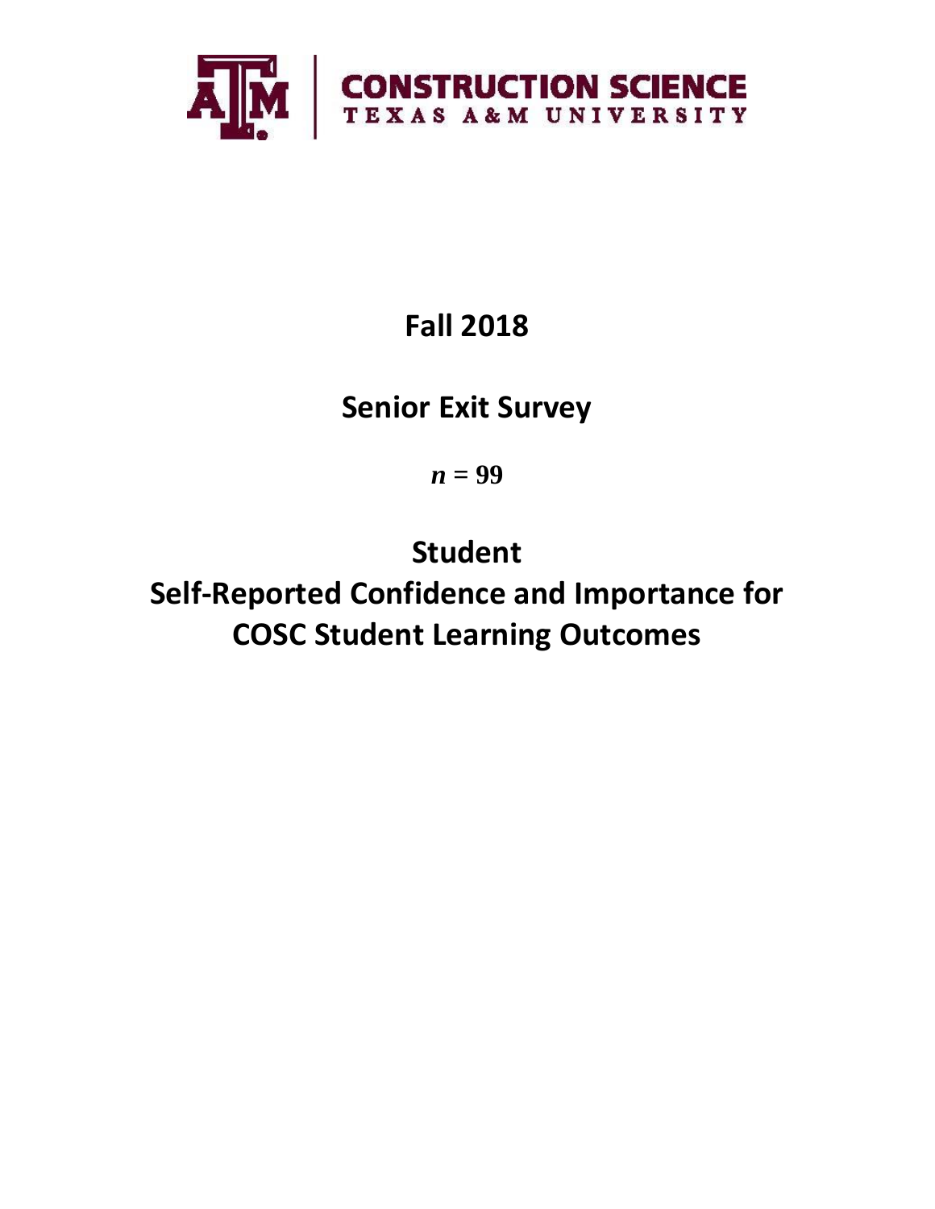CONSTRUCTION SCIENCE
TEXAS A&M UNIVERSITY

# Fall 2018

# Senior Exit Survey

***n* = 99**

# Student Self-Reported Confidence and Importance for COSC Student Learning Outcomes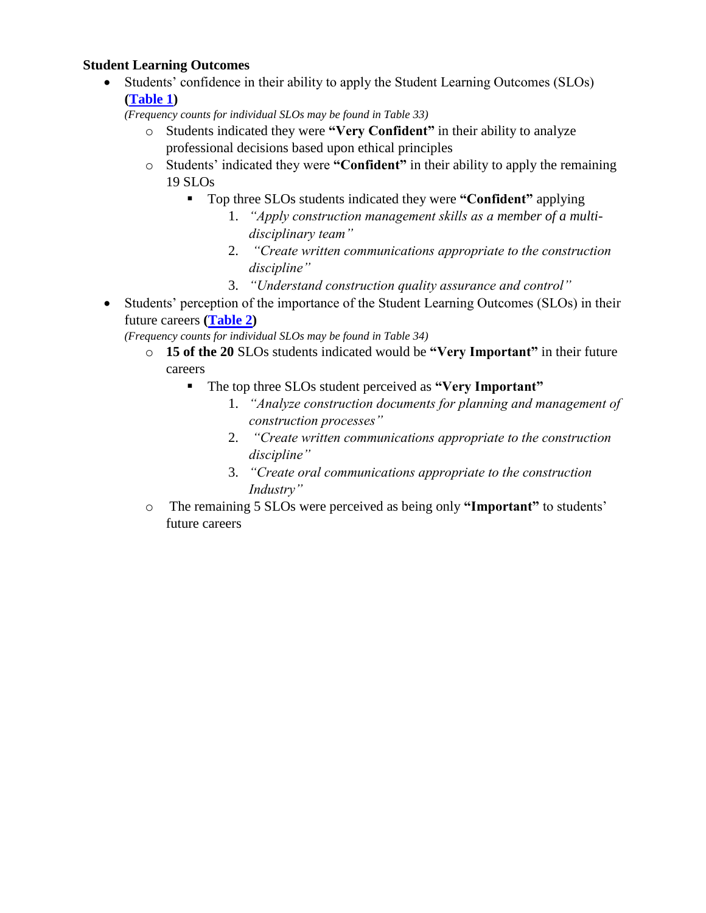**Student Learning Outcomes**

- Students' confidence in their ability to apply the Student Learning Outcomes (SLOs) **(Table 1)**
  *(Frequency counts for individual SLOs may be found in Table 33)*
  - Students indicated they were **"Very Confident"** in their ability to analyze professional decisions based upon ethical principles
  - Students' indicated they were **"Confident"** in their ability to apply the remaining 19 SLOs
    - Top three SLOs students indicated they were **"Confident"** applying
      1. *"Apply construction management skills as a member of a multi-disciplinary team"*
      2. *"Create written communications appropriate to the construction discipline"*
      3. *"Understand construction quality assurance and control"*
- Students' perception of the importance of the Student Learning Outcomes (SLOs) in their future careers **(Table 2)**
  *(Frequency counts for individual SLOs may be found in Table 34)*
  - **15 of the 20** SLOs students indicated would be **"Very Important"** in their future careers
    - The top three SLOs student perceived as **"Very Important"**
      1. *"Analyze construction documents for planning and management of construction processes"*
      2. *"Create written communications appropriate to the construction discipline"*
      3. *"Create oral communications appropriate to the construction Industry"*
  - The remaining 5 SLOs were perceived as being only **"Important"** to students' future careers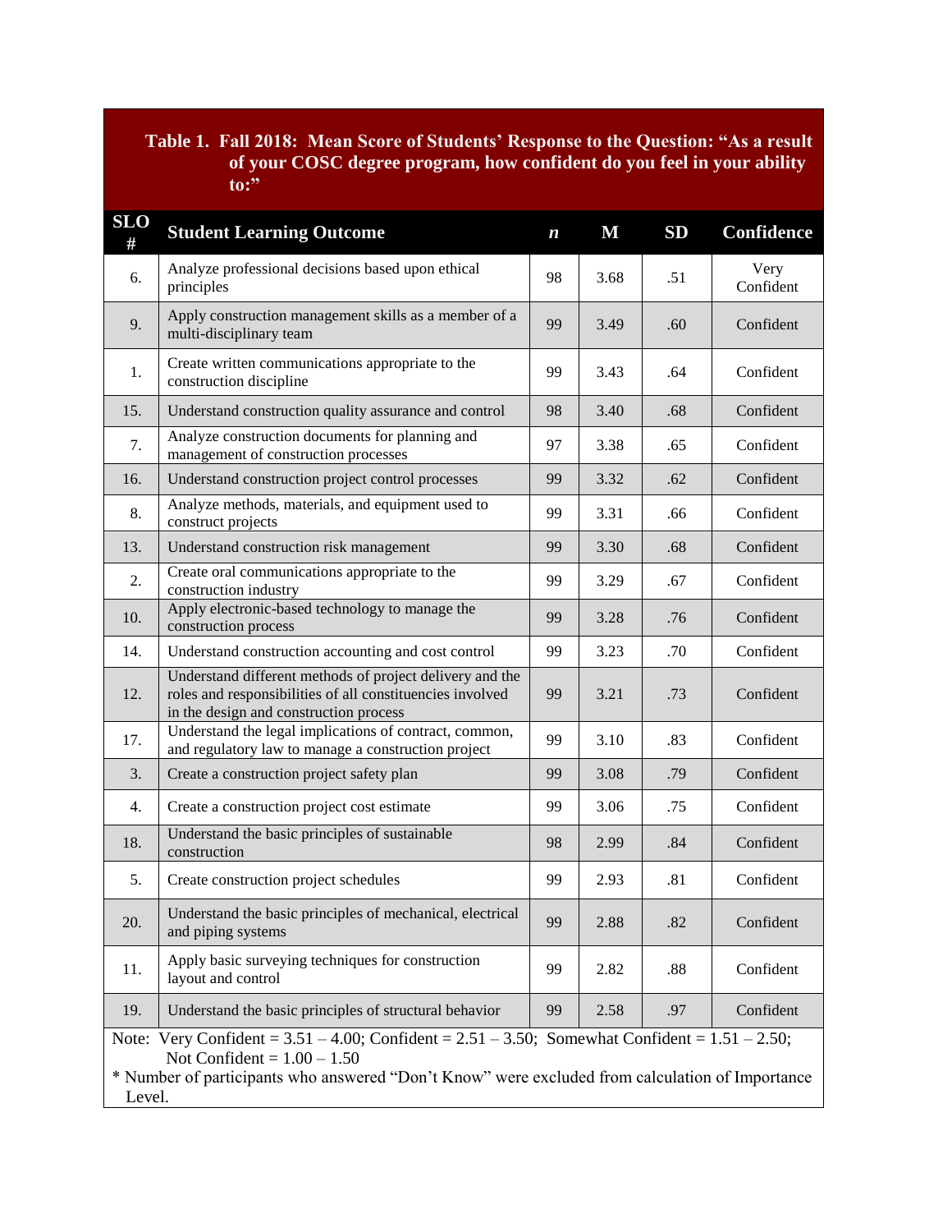**Table 1. Fall 2018: Mean Score of Students' Response to the Question: "As a result of your COSC degree program, how confident do you feel in your ability to:"**

| SLO # | Student Learning Outcome | *n* | M | SD | Confidence |
|---|---|---|---|---|---|
| 6. | Analyze professional decisions based upon ethical principles | 98 | 3.68 | .51 | Very Confident |
| 9. | Apply construction management skills as a member of a multi-disciplinary team | 99 | 3.49 | .60 | Confident |
| 1. | Create written communications appropriate to the construction discipline | 99 | 3.43 | .64 | Confident |
| 15. | Understand construction quality assurance and control | 98 | 3.40 | .68 | Confident |
| 7. | Analyze construction documents for planning and management of construction processes | 97 | 3.38 | .65 | Confident |
| 16. | Understand construction project control processes | 99 | 3.32 | .62 | Confident |
| 8. | Analyze methods, materials, and equipment used to construct projects | 99 | 3.31 | .66 | Confident |
| 13. | Understand construction risk management | 99 | 3.30 | .68 | Confident |
| 2. | Create oral communications appropriate to the construction industry | 99 | 3.29 | .67 | Confident |
| 10. | Apply electronic-based technology to manage the construction process | 99 | 3.28 | .76 | Confident |
| 14. | Understand construction accounting and cost control | 99 | 3.23 | .70 | Confident |
| 12. | Understand different methods of project delivery and the roles and responsibilities of all constituencies involved in the design and construction process | 99 | 3.21 | .73 | Confident |
| 17. | Understand the legal implications of contract, common, and regulatory law to manage a construction project | 99 | 3.10 | .83 | Confident |
| 3. | Create a construction project safety plan | 99 | 3.08 | .79 | Confident |
| 4. | Create a construction project cost estimate | 99 | 3.06 | .75 | Confident |
| 18. | Understand the basic principles of sustainable construction | 98 | 2.99 | .84 | Confident |
| 5. | Create construction project schedules | 99 | 2.93 | .81 | Confident |
| 20. | Understand the basic principles of mechanical, electrical and piping systems | 99 | 2.88 | .82 | Confident |
| 11. | Apply basic surveying techniques for construction layout and control | 99 | 2.82 | .88 | Confident |
| 19. | Understand the basic principles of structural behavior | 99 | 2.58 | .97 | Confident |

Note: Very Confident = 3.51 – 4.00; Confident = 2.51 – 3.50; Somewhat Confident = 1.51 – 2.50; Not Confident = 1.00 – 1.50

* Number of participants who answered "Don't Know" were excluded from calculation of Importance Level.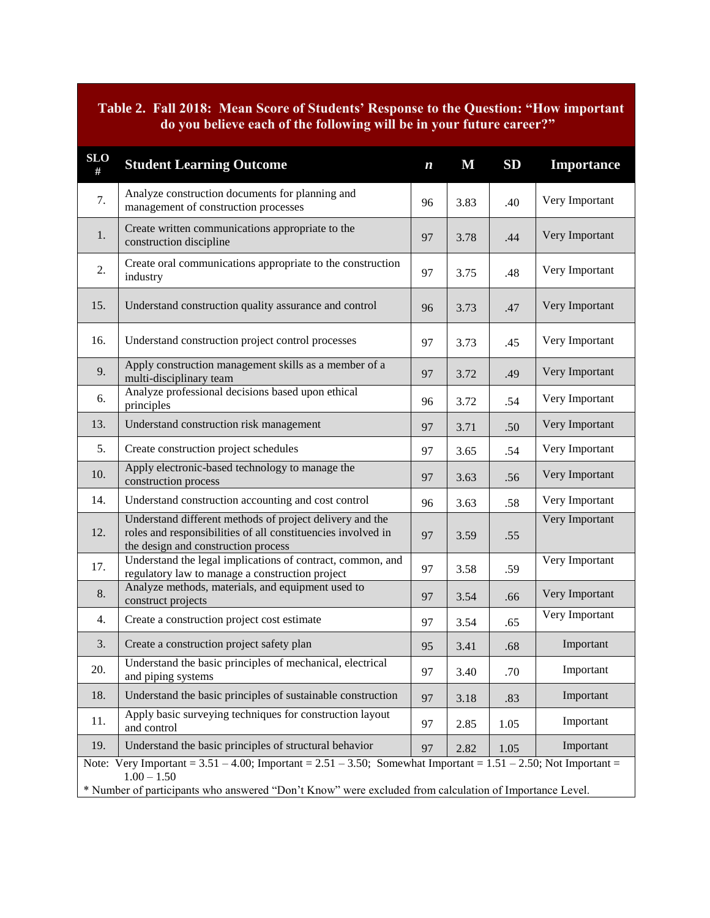**Table 2. Fall 2018: Mean Score of Students' Response to the Question: "How important do you believe each of the following will be in your future career?"**

| SLO # | Student Learning Outcome | *n* | M | SD | Importance |
|---|---|---|---|---|---|
| 7. | Analyze construction documents for planning and management of construction processes | 96 | 3.83 | .40 | Very Important |
| 1. | Create written communications appropriate to the construction discipline | 97 | 3.78 | .44 | Very Important |
| 2. | Create oral communications appropriate to the construction industry | 97 | 3.75 | .48 | Very Important |
| 15. | Understand construction quality assurance and control | 96 | 3.73 | .47 | Very Important |
| 16. | Understand construction project control processes | 97 | 3.73 | .45 | Very Important |
| 9. | Apply construction management skills as a member of a multi-disciplinary team | 97 | 3.72 | .49 | Very Important |
| 6. | Analyze professional decisions based upon ethical principles | 96 | 3.72 | .54 | Very Important |
| 13. | Understand construction risk management | 97 | 3.71 | .50 | Very Important |
| 5. | Create construction project schedules | 97 | 3.65 | .54 | Very Important |
| 10. | Apply electronic-based technology to manage the construction process | 97 | 3.63 | .56 | Very Important |
| 14. | Understand construction accounting and cost control | 96 | 3.63 | .58 | Very Important |
| 12. | Understand different methods of project delivery and the roles and responsibilities of all constituencies involved in the design and construction process | 97 | 3.59 | .55 | Very Important |
| 17. | Understand the legal implications of contract, common, and regulatory law to manage a construction project | 97 | 3.58 | .59 | Very Important |
| 8. | Analyze methods, materials, and equipment used to construct projects | 97 | 3.54 | .66 | Very Important |
| 4. | Create a construction project cost estimate | 97 | 3.54 | .65 | Very Important |
| 3. | Create a construction project safety plan | 95 | 3.41 | .68 | Important |
| 20. | Understand the basic principles of mechanical, electrical and piping systems | 97 | 3.40 | .70 | Important |
| 18. | Understand the basic principles of sustainable construction | 97 | 3.18 | .83 | Important |
| 11. | Apply basic surveying techniques for construction layout and control | 97 | 2.85 | 1.05 | Important |
| 19. | Understand the basic principles of structural behavior | 97 | 2.82 | 1.05 | Important |

Note: Very Important = 3.51 – 4.00; Important = 2.51 – 3.50; Somewhat Important = 1.51 – 2.50; Not Important = 1.00 – 1.50

* Number of participants who answered "Don't Know" were excluded from calculation of Importance Level.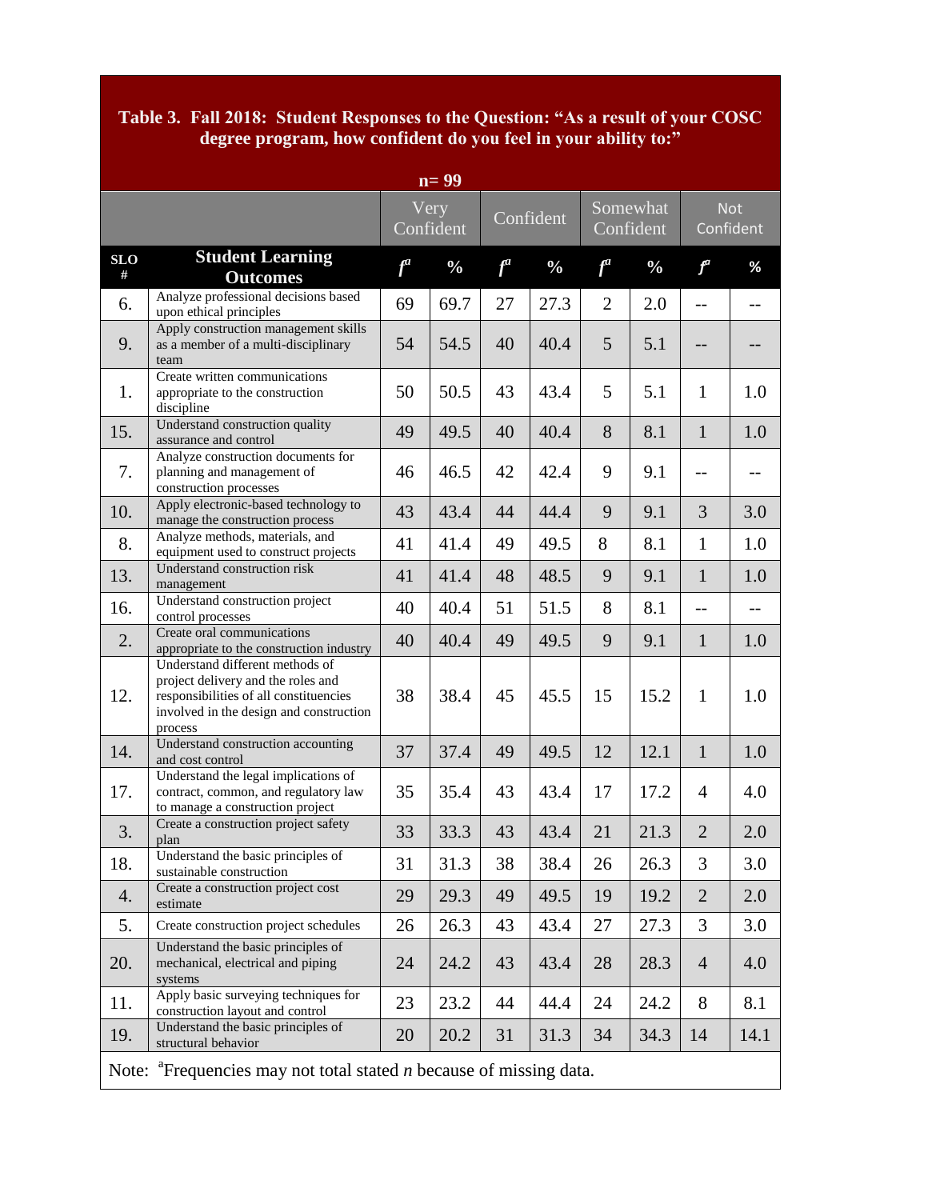**Table 3. Fall 2018: Student Responses to the Question: "As a result of your COSC degree program, how confident do you feel in your ability to:"**

**n= 99**

| | | Very Confident | | Confident | | Somewhat Confident | | Not Confident | |
|---|---|---|---|---|---|---|---|---|---|
| **SLO #** | **Student Learning Outcomes** | ***f*[a]** | **%** | ***f*[a]** | **%** | ***f*[a]** | **%** | ***f*[a]** | **%** |
| 6. | Analyze professional decisions based upon ethical principles | 69 | 69.7 | 27 | 27.3 | 2 | 2.0 | -- | -- |
| 9. | Apply construction management skills as a member of a multi-disciplinary team | 54 | 54.5 | 40 | 40.4 | 5 | 5.1 | -- | -- |
| 1. | Create written communications appropriate to the construction discipline | 50 | 50.5 | 43 | 43.4 | 5 | 5.1 | 1 | 1.0 |
| 15. | Understand construction quality assurance and control | 49 | 49.5 | 40 | 40.4 | 8 | 8.1 | 1 | 1.0 |
| 7. | Analyze construction documents for planning and management of construction processes | 46 | 46.5 | 42 | 42.4 | 9 | 9.1 | -- | -- |
| 10. | Apply electronic-based technology to manage the construction process | 43 | 43.4 | 44 | 44.4 | 9 | 9.1 | 3 | 3.0 |
| 8. | Analyze methods, materials, and equipment used to construct projects | 41 | 41.4 | 49 | 49.5 | 8 | 8.1 | 1 | 1.0 |
| 13. | Understand construction risk management | 41 | 41.4 | 48 | 48.5 | 9 | 9.1 | 1 | 1.0 |
| 16. | Understand construction project control processes | 40 | 40.4 | 51 | 51.5 | 8 | 8.1 | -- | -- |
| 2. | Create oral communications appropriate to the construction industry | 40 | 40.4 | 49 | 49.5 | 9 | 9.1 | 1 | 1.0 |
| 12. | Understand different methods of project delivery and the roles and responsibilities of all constituencies involved in the design and construction process | 38 | 38.4 | 45 | 45.5 | 15 | 15.2 | 1 | 1.0 |
| 14. | Understand construction accounting and cost control | 37 | 37.4 | 49 | 49.5 | 12 | 12.1 | 1 | 1.0 |
| 17. | Understand the legal implications of contract, common, and regulatory law to manage a construction project | 35 | 35.4 | 43 | 43.4 | 17 | 17.2 | 4 | 4.0 |
| 3. | Create a construction project safety plan | 33 | 33.3 | 43 | 43.4 | 21 | 21.3 | 2 | 2.0 |
| 18. | Understand the basic principles of sustainable construction | 31 | 31.3 | 38 | 38.4 | 26 | 26.3 | 3 | 3.0 |
| 4. | Create a construction project cost estimate | 29 | 29.3 | 49 | 49.5 | 19 | 19.2 | 2 | 2.0 |
| 5. | Create construction project schedules | 26 | 26.3 | 43 | 43.4 | 27 | 27.3 | 3 | 3.0 |
| 20. | Understand the basic principles of mechanical, electrical and piping systems | 24 | 24.2 | 43 | 43.4 | 28 | 28.3 | 4 | 4.0 |
| 11. | Apply basic surveying techniques for construction layout and control | 23 | 23.2 | 44 | 44.4 | 24 | 24.2 | 8 | 8.1 |
| 19. | Understand the basic principles of structural behavior | 20 | 20.2 | 31 | 31.3 | 34 | 34.3 | 14 | 14.1 |

Note: [a]Frequencies may not total stated *n* because of missing data.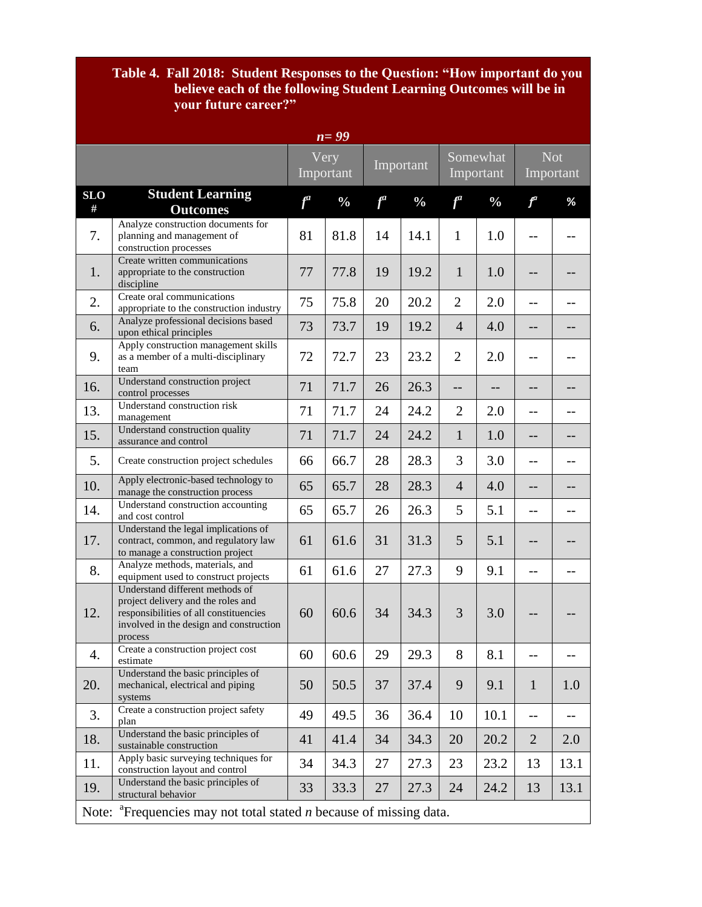**Table 4. Fall 2018: Student Responses to the Question: "How important do you believe each of the following Student Learning Outcomes will be in your future career?"**

*n*= 99

| | | Very Important | | Important | | Somewhat Important | | Not Important | |
|---|---|---|---|---|---|---|---|---|---|
| **SLO #** | **Student Learning Outcomes** | *f*[a] | % | *f*[a] | % | *f*[a] | % | *f*[a] | % |
| 7. | Analyze construction documents for planning and management of construction processes | 81 | 81.8 | 14 | 14.1 | 1 | 1.0 | -- | -- |
| 1. | Create written communications appropriate to the construction discipline | 77 | 77.8 | 19 | 19.2 | 1 | 1.0 | -- | -- |
| 2. | Create oral communications appropriate to the construction industry | 75 | 75.8 | 20 | 20.2 | 2 | 2.0 | -- | -- |
| 6. | Analyze professional decisions based upon ethical principles | 73 | 73.7 | 19 | 19.2 | 4 | 4.0 | -- | -- |
| 9. | Apply construction management skills as a member of a multi-disciplinary team | 72 | 72.7 | 23 | 23.2 | 2 | 2.0 | -- | -- |
| 16. | Understand construction project control processes | 71 | 71.7 | 26 | 26.3 | -- | -- | -- | -- |
| 13. | Understand construction risk management | 71 | 71.7 | 24 | 24.2 | 2 | 2.0 | -- | -- |
| 15. | Understand construction quality assurance and control | 71 | 71.7 | 24 | 24.2 | 1 | 1.0 | -- | -- |
| 5. | Create construction project schedules | 66 | 66.7 | 28 | 28.3 | 3 | 3.0 | -- | -- |
| 10. | Apply electronic-based technology to manage the construction process | 65 | 65.7 | 28 | 28.3 | 4 | 4.0 | -- | -- |
| 14. | Understand construction accounting and cost control | 65 | 65.7 | 26 | 26.3 | 5 | 5.1 | -- | -- |
| 17. | Understand the legal implications of contract, common, and regulatory law to manage a construction project | 61 | 61.6 | 31 | 31.3 | 5 | 5.1 | -- | -- |
| 8. | Analyze methods, materials, and equipment used to construct projects | 61 | 61.6 | 27 | 27.3 | 9 | 9.1 | -- | -- |
| 12. | Understand different methods of project delivery and the roles and responsibilities of all constituencies involved in the design and construction process | 60 | 60.6 | 34 | 34.3 | 3 | 3.0 | -- | -- |
| 4. | Create a construction project cost estimate | 60 | 60.6 | 29 | 29.3 | 8 | 8.1 | -- | -- |
| 20. | Understand the basic principles of mechanical, electrical and piping systems | 50 | 50.5 | 37 | 37.4 | 9 | 9.1 | 1 | 1.0 |
| 3. | Create a construction project safety plan | 49 | 49.5 | 36 | 36.4 | 10 | 10.1 | -- | -- |
| 18. | Understand the basic principles of sustainable construction | 41 | 41.4 | 34 | 34.3 | 20 | 20.2 | 2 | 2.0 |
| 11. | Apply basic surveying techniques for construction layout and control | 34 | 34.3 | 27 | 27.3 | 23 | 23.2 | 13 | 13.1 |
| 19. | Understand the basic principles of structural behavior | 33 | 33.3 | 27 | 27.3 | 24 | 24.2 | 13 | 13.1 |

Note: [a]Frequencies may not total stated *n* because of missing data.